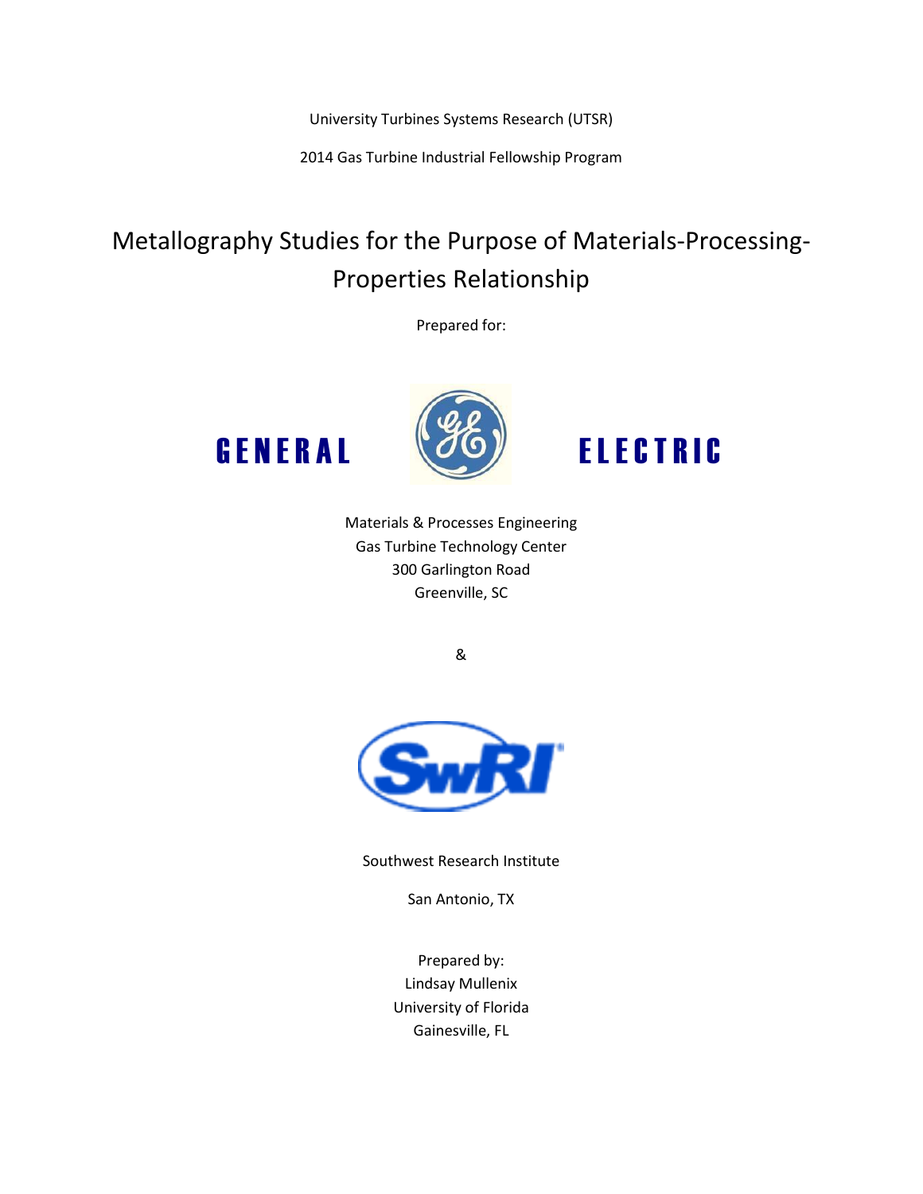University Turbines Systems Research (UTSR)

2014 Gas Turbine Industrial Fellowship Program

# Metallography Studies for the Purpose of Materials-Processing-Properties Relationship

Prepared for:

**GENERAL ELECTRIC**

Materials & Processes Engineering
Gas Turbine Technology Center
300 Garlington Road
Greenville, SC

&

**SwRI**

Southwest Research Institute

San Antonio, TX

Prepared by:
Lindsay Mullenix
University of Florida
Gainesville, FL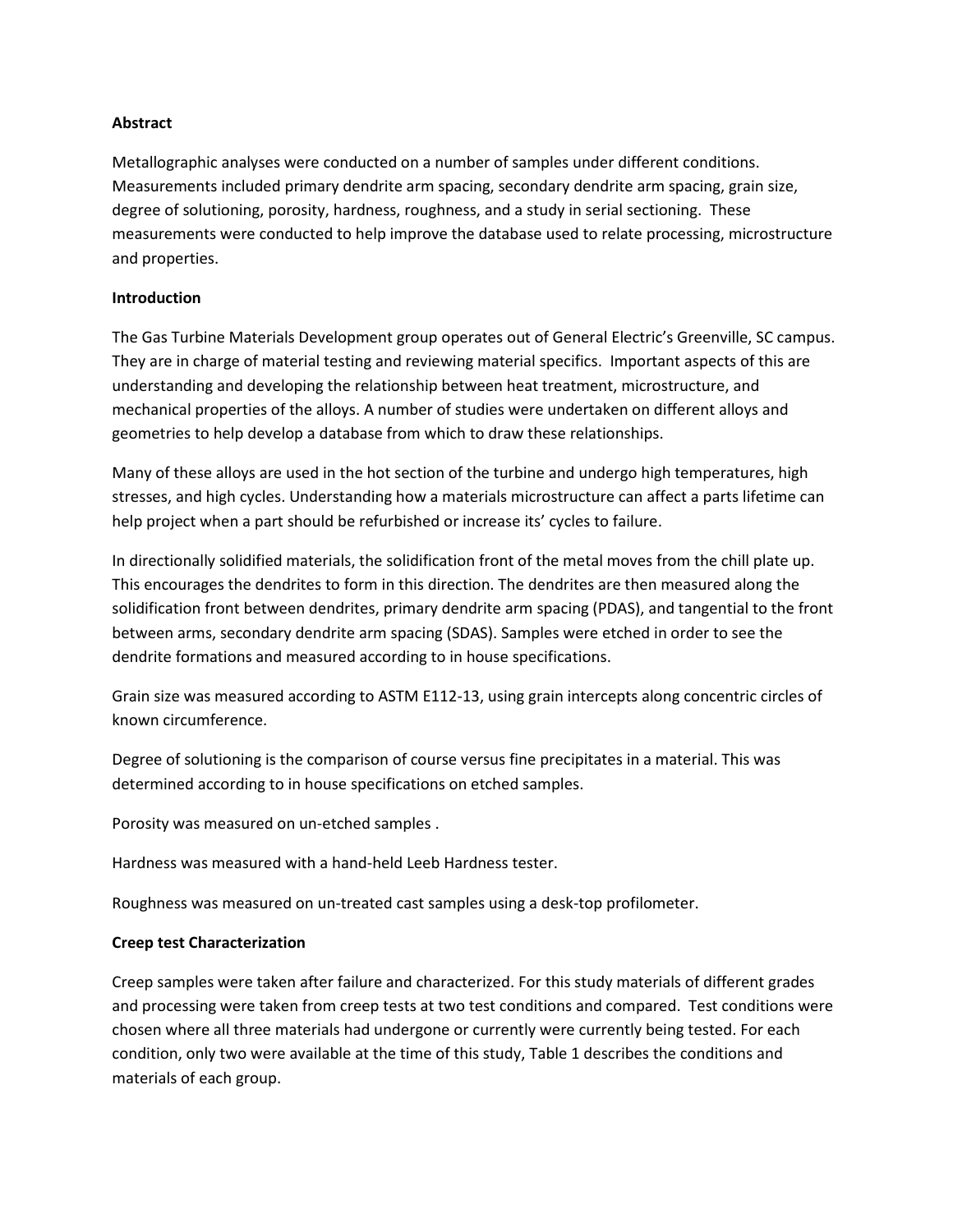**Abstract**

Metallographic analyses were conducted on a number of samples under different conditions. Measurements included primary dendrite arm spacing, secondary dendrite arm spacing, grain size, degree of solutioning, porosity, hardness, roughness, and a study in serial sectioning. These measurements were conducted to help improve the database used to relate processing, microstructure and properties.

**Introduction**

The Gas Turbine Materials Development group operates out of General Electric's Greenville, SC campus. They are in charge of material testing and reviewing material specifics. Important aspects of this are understanding and developing the relationship between heat treatment, microstructure, and mechanical properties of the alloys. A number of studies were undertaken on different alloys and geometries to help develop a database from which to draw these relationships.

Many of these alloys are used in the hot section of the turbine and undergo high temperatures, high stresses, and high cycles. Understanding how a materials microstructure can affect a parts lifetime can help project when a part should be refurbished or increase its' cycles to failure.

In directionally solidified materials, the solidification front of the metal moves from the chill plate up. This encourages the dendrites to form in this direction. The dendrites are then measured along the solidification front between dendrites, primary dendrite arm spacing (PDAS), and tangential to the front between arms, secondary dendrite arm spacing (SDAS). Samples were etched in order to see the dendrite formations and measured according to in house specifications.

Grain size was measured according to ASTM E112-13, using grain intercepts along concentric circles of known circumference.

Degree of solutioning is the comparison of course versus fine precipitates in a material. This was determined according to in house specifications on etched samples.

Porosity was measured on un-etched samples .

Hardness was measured with a hand-held Leeb Hardness tester.

Roughness was measured on un-treated cast samples using a desk-top profilometer.

**Creep test Characterization**

Creep samples were taken after failure and characterized. For this study materials of different grades and processing were taken from creep tests at two test conditions and compared. Test conditions were chosen where all three materials had undergone or currently were currently being tested. For each condition, only two were available at the time of this study, Table 1 describes the conditions and materials of each group.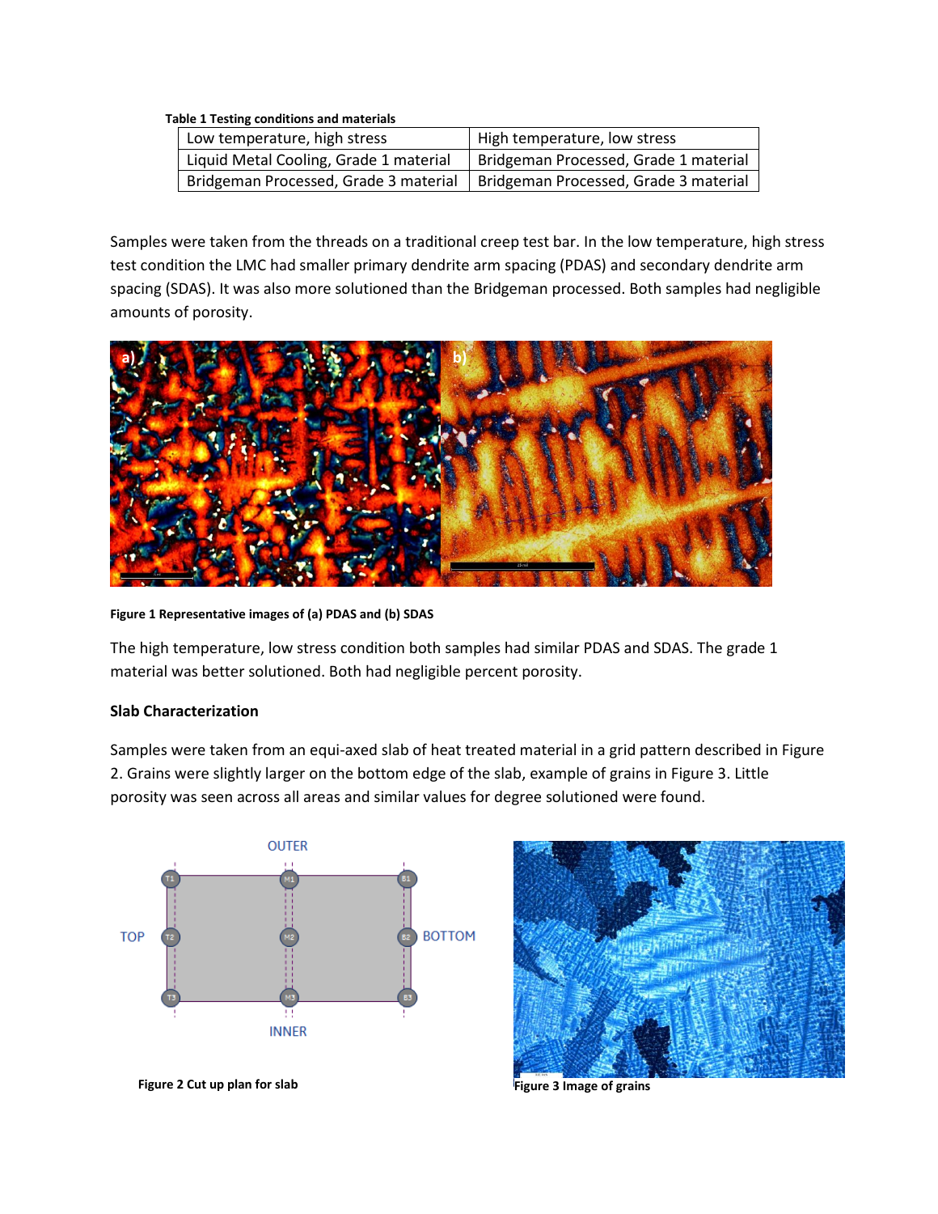**Table 1 Testing conditions and materials**

| Low temperature, high stress | High temperature, low stress |
|---|---|
| Liquid Metal Cooling, Grade 1 material | Bridgeman Processed, Grade 1 material |
| Bridgeman Processed, Grade 3 material | Bridgeman Processed, Grade 3 material |

Samples were taken from the threads on a traditional creep test bar. In the low temperature, high stress test condition the LMC had smaller primary dendrite arm spacing (PDAS) and secondary dendrite arm spacing (SDAS). It was also more solutioned than the Bridgeman processed. Both samples had negligible amounts of porosity.

**Figure 1 Representative images of (a) PDAS and (b) SDAS**

The high temperature, low stress condition both samples had similar PDAS and SDAS. The grade 1 material was better solutioned. Both had negligible percent porosity.

**Slab Characterization**

Samples were taken from an equi-axed slab of heat treated material in a grid pattern described in Figure 2. Grains were slightly larger on the bottom edge of the slab, example of grains in Figure 3. Little porosity was seen across all areas and similar values for degree solutioned were found.

**Figure 2 Cut up plan for slab**

**Figure 3 Image of grains**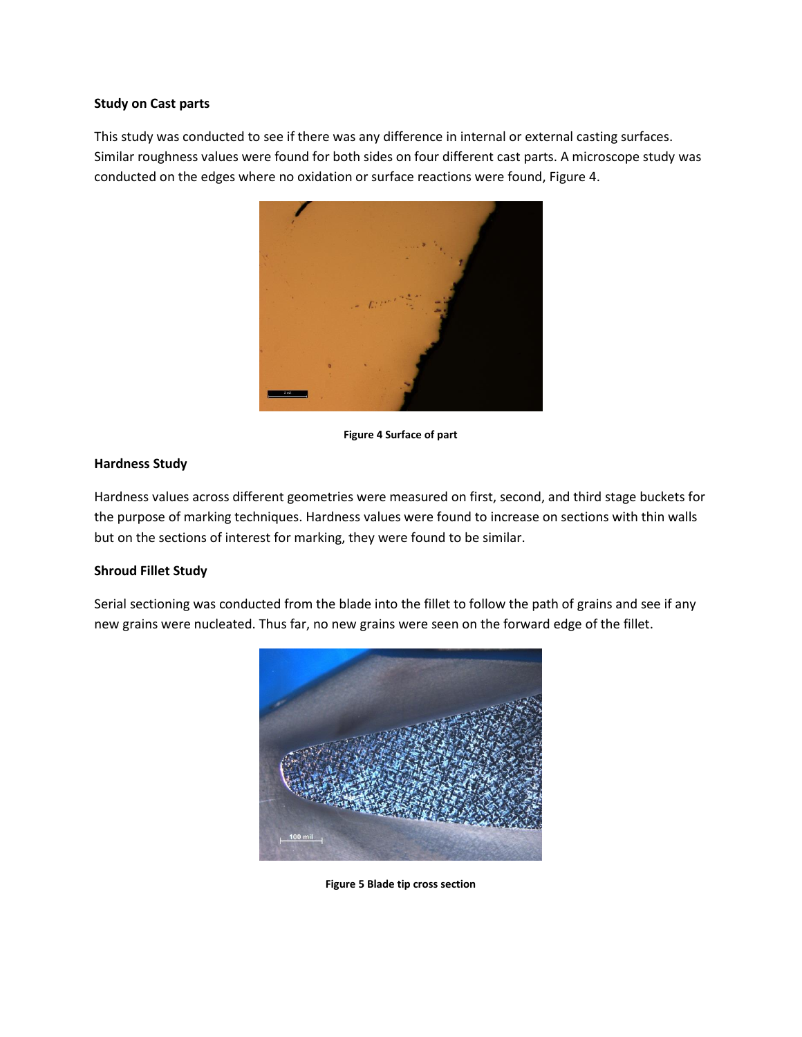**Study on Cast parts**

This study was conducted to see if there was any difference in internal or external casting surfaces. Similar roughness values were found for both sides on four different cast parts. A microscope study was conducted on the edges where no oxidation or surface reactions were found, Figure 4.

**Figure 4 Surface of part**

**Hardness Study**

Hardness values across different geometries were measured on first, second, and third stage buckets for the purpose of marking techniques. Hardness values were found to increase on sections with thin walls but on the sections of interest for marking, they were found to be similar.

**Shroud Fillet Study**

Serial sectioning was conducted from the blade into the fillet to follow the path of grains and see if any new grains were nucleated. Thus far, no new grains were seen on the forward edge of the fillet.

**Figure 5 Blade tip cross section**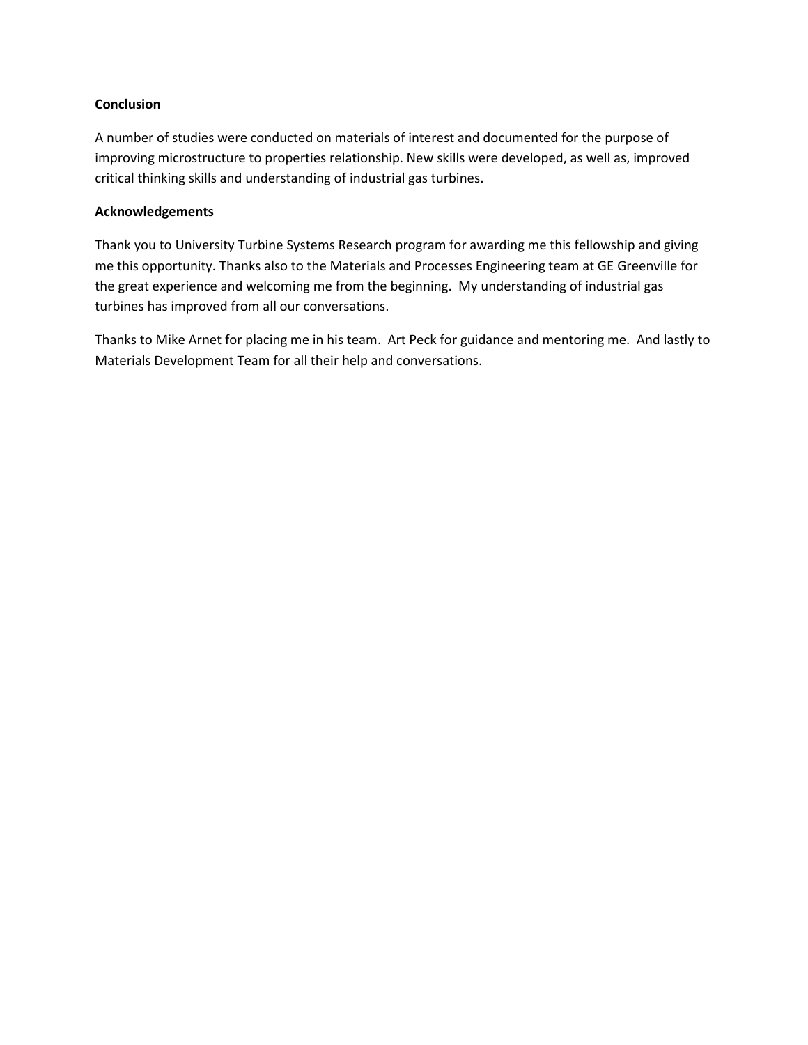**Conclusion**

A number of studies were conducted on materials of interest and documented for the purpose of improving microstructure to properties relationship. New skills were developed, as well as, improved critical thinking skills and understanding of industrial gas turbines.

**Acknowledgements**

Thank you to University Turbine Systems Research program for awarding me this fellowship and giving me this opportunity. Thanks also to the Materials and Processes Engineering team at GE Greenville for the great experience and welcoming me from the beginning. My understanding of industrial gas turbines has improved from all our conversations.

Thanks to Mike Arnet for placing me in his team. Art Peck for guidance and mentoring me. And lastly to Materials Development Team for all their help and conversations.